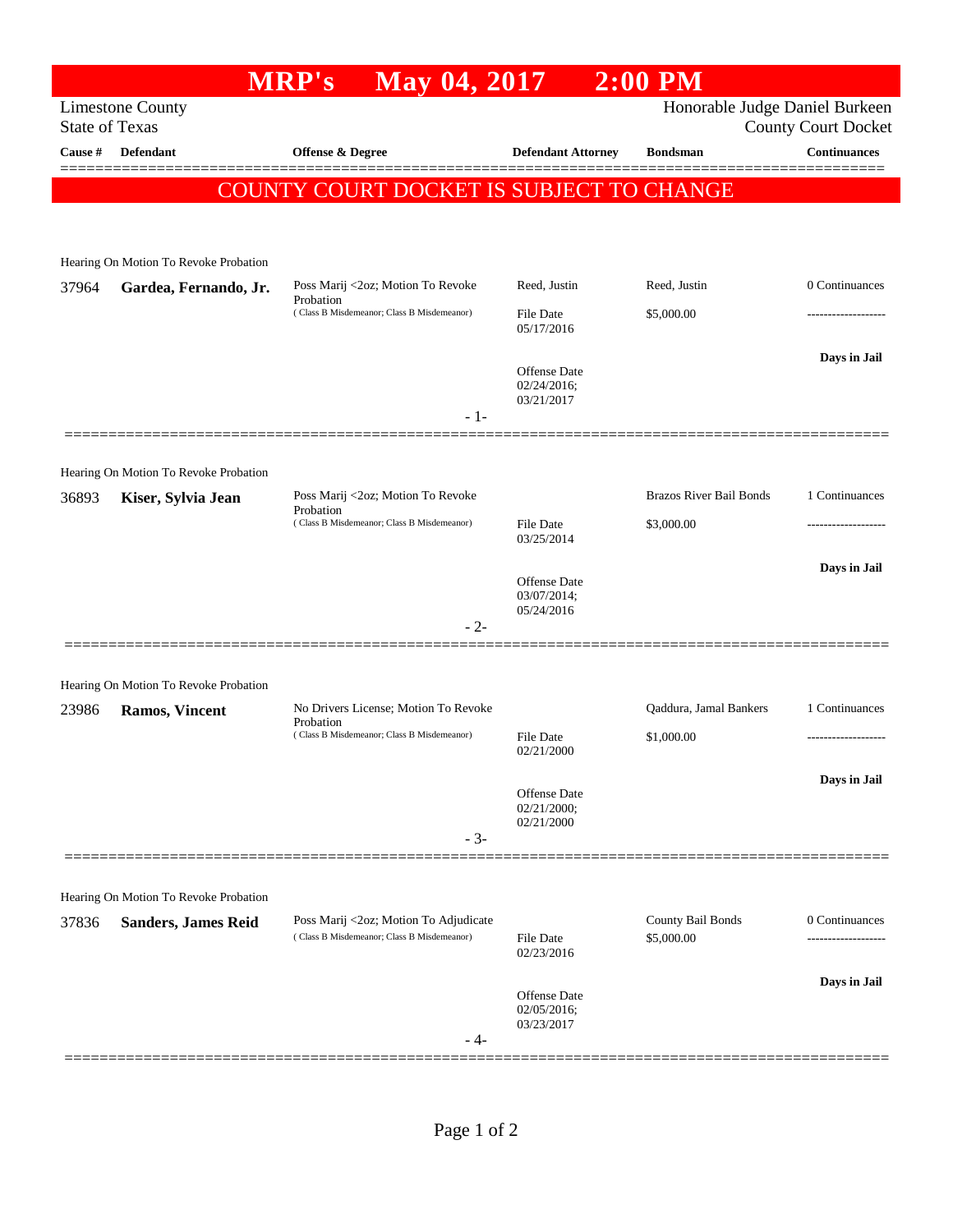# MRP's May 04, 2017 2:00 PM

Limestone County
State of Texas

Honorable Judge Daniel Burkeen
County Court Docket

| Cause # | Defendant | Offense & Degree | Defendant Attorney | Bondsman | Continuances |
|---|---|---|---|---|---|

**COUNTY COURT DOCKET IS SUBJECT TO CHANGE**

---

Hearing On Motion To Revoke Probation

| Cause # | Defendant | Offense & Degree | Defendant Attorney | Bondsman | Continuances |
|---|---|---|---|---|---|
| 37964 | **Gardea, Fernando, Jr.** | Poss Marij <2oz; Motion To Revoke Probation (Class B Misdemeanor; Class B Misdemeanor) | Reed, Justin | Reed, Justin | 0 Continuances |
| | | | File Date 05/17/2016 | $5,000.00 | ------------------- |
| | | | Offense Date 02/24/2016; 03/21/2017 | | **Days in Jail** |

- 1-

---

Hearing On Motion To Revoke Probation

| Cause # | Defendant | Offense & Degree | Defendant Attorney | Bondsman | Continuances |
|---|---|---|---|---|---|
| 36893 | **Kiser, Sylvia Jean** | Poss Marij <2oz; Motion To Revoke Probation (Class B Misdemeanor; Class B Misdemeanor) | | Brazos River Bail Bonds | 1 Continuances |
| | | | File Date 03/25/2014 | $3,000.00 | ------------------- |
| | | | Offense Date 03/07/2014; 05/24/2016 | | **Days in Jail** |

- 2-

---

Hearing On Motion To Revoke Probation

| Cause # | Defendant | Offense & Degree | Defendant Attorney | Bondsman | Continuances |
|---|---|---|---|---|---|
| 23986 | **Ramos, Vincent** | No Drivers License; Motion To Revoke Probation (Class B Misdemeanor; Class B Misdemeanor) | | Qaddura, Jamal Bankers | 1 Continuances |
| | | | File Date 02/21/2000 | $1,000.00 | ------------------- |
| | | | Offense Date 02/21/2000; 02/21/2000 | | **Days in Jail** |

- 3-

---

Hearing On Motion To Revoke Probation

| Cause # | Defendant | Offense & Degree | Defendant Attorney | Bondsman | Continuances |
|---|---|---|---|---|---|
| 37836 | **Sanders, James Reid** | Poss Marij <2oz; Motion To Adjudicate (Class B Misdemeanor; Class B Misdemeanor) | | County Bail Bonds | 0 Continuances |
| | | | File Date 02/23/2016 | $5,000.00 | ------------------- |
| | | | Offense Date 02/05/2016; 03/23/2017 | | **Days in Jail** |

- 4-

---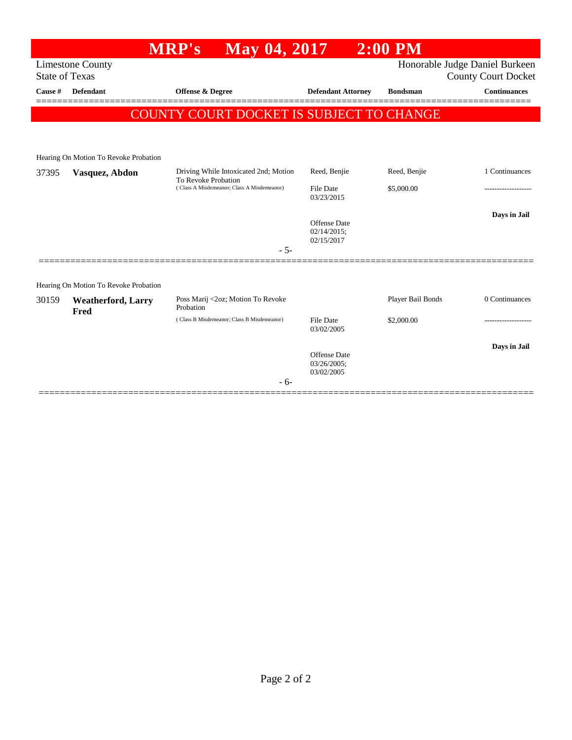# MRP's May 04, 2017 2:00 PM

Limestone County
State of Texas

Honorable Judge Daniel Burkeen
County Court Docket

| Cause # | Defendant | Offense & Degree | Defendant Attorney | Bondsman | Continuances |
|---|---|---|---|---|---|

**COUNTY COURT DOCKET IS SUBJECT TO CHANGE**

Hearing On Motion To Revoke Probation

| Cause # | Defendant | Offense & Degree | Defendant Attorney | Bondsman | Continuances |
|---|---|---|---|---|---|
| 37395 | **Vasquez, Abdon** | Driving While Intoxicated 2nd; Motion To Revoke Probation ( Class A Misdemeanor; Class A Misdemeanor) | Reed, Benjie | Reed, Benjie | 1 Continuances |
| | | | File Date 03/23/2015 | $5,000.00 | ------------------- |
| | | | Offense Date 02/14/2015; 02/15/2017 | | **Days in Jail** |

- 5-

Hearing On Motion To Revoke Probation

| Cause # | Defendant | Offense & Degree | Defendant Attorney | Bondsman | Continuances |
|---|---|---|---|---|---|
| 30159 | **Weatherford, Larry Fred** | Poss Marij <2oz; Motion To Revoke Probation ( Class B Misdemeanor; Class B Misdemeanor) | | Player Bail Bonds | 0 Continuances |
| | | | File Date 03/02/2005 | $2,000.00 | ------------------- |
| | | | Offense Date 03/26/2005; 03/02/2005 | | **Days in Jail** |

- 6-